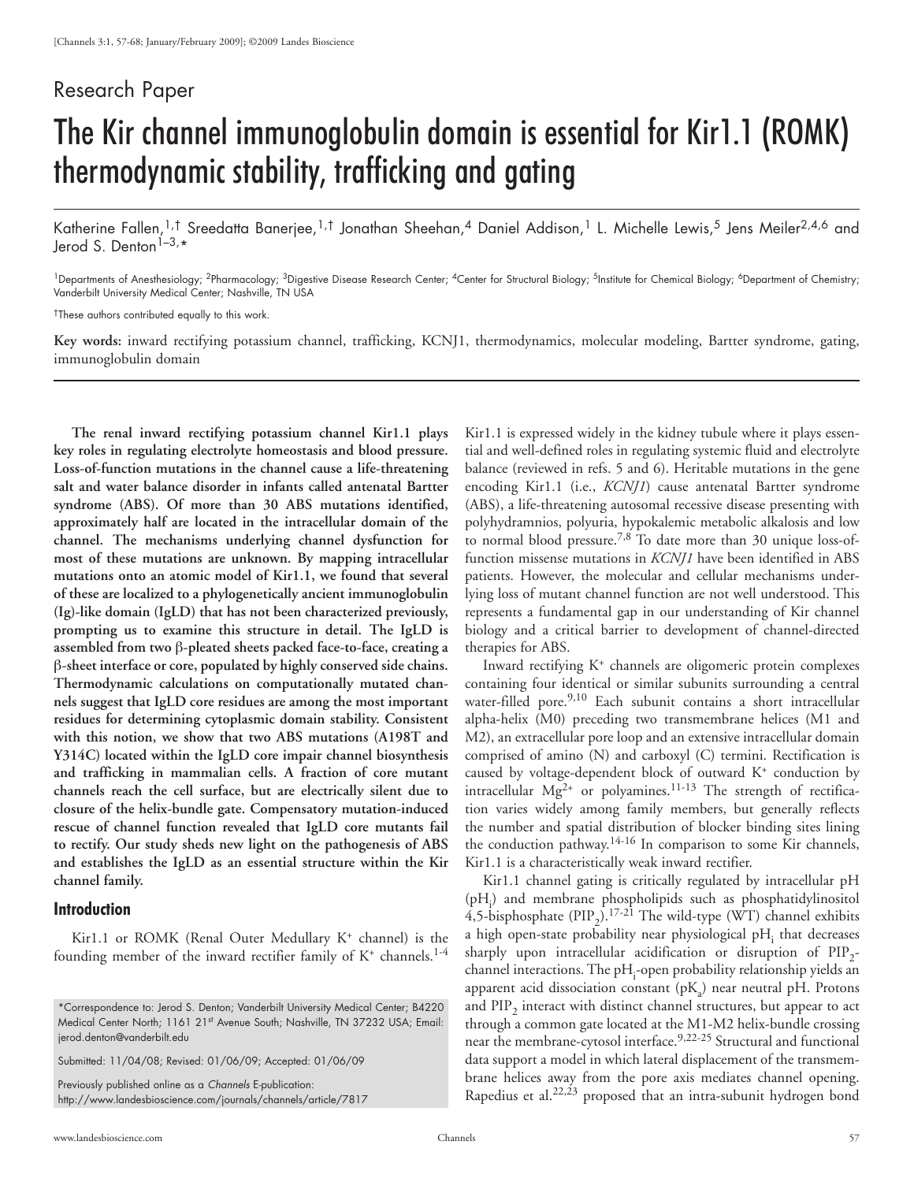Research Paper

# The Kir channel immunoglobulin domain is essential for Kir1.1 (ROMK) thermodynamic stability, trafficking and gating

Katherine Fallen,[1,†] Sreedatta Banerjee,[1,†] Jonathan Sheehan,[4] Daniel Addison,[1] L. Michelle Lewis,[5] Jens Meiler[2,4,6] and Jerod S. Denton[1–3,*]

[1]Departments of Anesthesiology; [2]Pharmacology; [3]Digestive Disease Research Center; [4]Center for Structural Biology; [5]Institute for Chemical Biology; [6]Department of Chemistry; Vanderbilt University Medical Center; Nashville, TN USA

[†]These authors contributed equally to this work.

**Key words:** inward rectifying potassium channel, trafficking, KCNJ1, thermodynamics, molecular modeling, Bartter syndrome, gating, immunoglobulin domain

**The renal inward rectifying potassium channel Kir1.1 plays key roles in regulating electrolyte homeostasis and blood pressure. Loss-of-function mutations in the channel cause a life-threatening salt and water balance disorder in infants called antenatal Bartter syndrome (ABS). Of more than 30 ABS mutations identified, approximately half are located in the intracellular domain of the channel. The mechanisms underlying channel dysfunction for most of these mutations are unknown. By mapping intracellular mutations onto an atomic model of Kir1.1, we found that several of these are localized to a phylogenetically ancient immunoglobulin (Ig)-like domain (IgLD) that has not been characterized previously, prompting us to examine this structure in detail. The IgLD is assembled from two β-pleated sheets packed face-to-face, creating a β-sheet interface or core, populated by highly conserved side chains. Thermodynamic calculations on computationally mutated channels suggest that IgLD core residues are among the most important residues for determining cytoplasmic domain stability. Consistent with this notion, we show that two ABS mutations (A198T and Y314C) located within the IgLD core impair channel biosynthesis and trafficking in mammalian cells. A fraction of core mutant channels reach the cell surface, but are electrically silent due to closure of the helix-bundle gate. Compensatory mutation-induced rescue of channel function revealed that IgLD core mutants fail to rectify. Our study sheds new light on the pathogenesis of ABS and establishes the IgLD as an essential structure within the Kir channel family.**

## Introduction

Kir1.1 or ROMK (Renal Outer Medullary $K^+$ channel) is the founding member of the inward rectifier family of $K^+$ channels.[1-4] Kir1.1 is expressed widely in the kidney tubule where it plays essential and well-defined roles in regulating systemic fluid and electrolyte balance (reviewed in refs. 5 and 6). Heritable mutations in the gene encoding Kir1.1 (i.e., *KCNJ1*) cause antenatal Bartter syndrome (ABS), a life-threatening autosomal recessive disease presenting with polyhydramnios, polyuria, hypokalemic metabolic alkalosis and low to normal blood pressure.[7,8] To date more than 30 unique loss-of-function missense mutations in *KCNJ1* have been identified in ABS patients. However, the molecular and cellular mechanisms underlying loss of mutant channel function are not well understood. This represents a fundamental gap in our understanding of Kir channel biology and a critical barrier to development of channel-directed therapies for ABS.

Inward rectifying $K^+$ channels are oligomeric protein complexes containing four identical or similar subunits surrounding a central water-filled pore.[9,10] Each subunit contains a short intracellular alpha-helix (M0) preceding two transmembrane helices (M1 and M2), an extracellular pore loop and an extensive intracellular domain comprised of amino (N) and carboxyl (C) termini. Rectification is caused by voltage-dependent block of outward $K^+$ conduction by intracellular $Mg^{2+}$ or polyamines.[11-13] The strength of rectification varies widely among family members, but generally reflects the number and spatial distribution of blocker binding sites lining the conduction pathway.[14-16] In comparison to some Kir channels, Kir1.1 is a characteristically weak inward rectifier.

Kir1.1 channel gating is critically regulated by intracellular pH ($pH_i$) and membrane phospholipids such as phosphatidylinositol 4,5-bisphosphate ($PIP_2$).[17-21] The wild-type (WT) channel exhibits a high open-state probability near physiological $pH_i$ that decreases sharply upon intracellular acidification or disruption of $PIP_2$-channel interactions. The $pH_i$-open probability relationship yields an apparent acid dissociation constant ($pK_a$) near neutral pH. Protons and $PIP_2$ interact with distinct channel structures, but appear to act through a common gate located at the M1-M2 helix-bundle crossing near the membrane-cytosol interface.[9,22-25] Structural and functional data support a model in which lateral displacement of the transmembrane helices away from the pore axis mediates channel opening. Rapedius et al.[22,23] proposed that an intra-subunit hydrogen bond

*Correspondence to: Jerod S. Denton; Vanderbilt University Medical Center; B4220 Medical Center North; 1161 21st Avenue South; Nashville, TN 37232 USA; Email: jerod.denton@vanderbilt.edu

Submitted: 11/04/08; Revised: 01/06/09; Accepted: 01/06/09

Previously published online as a *Channels* E-publication: http://www.landesbioscience.com/journals/channels/article/7817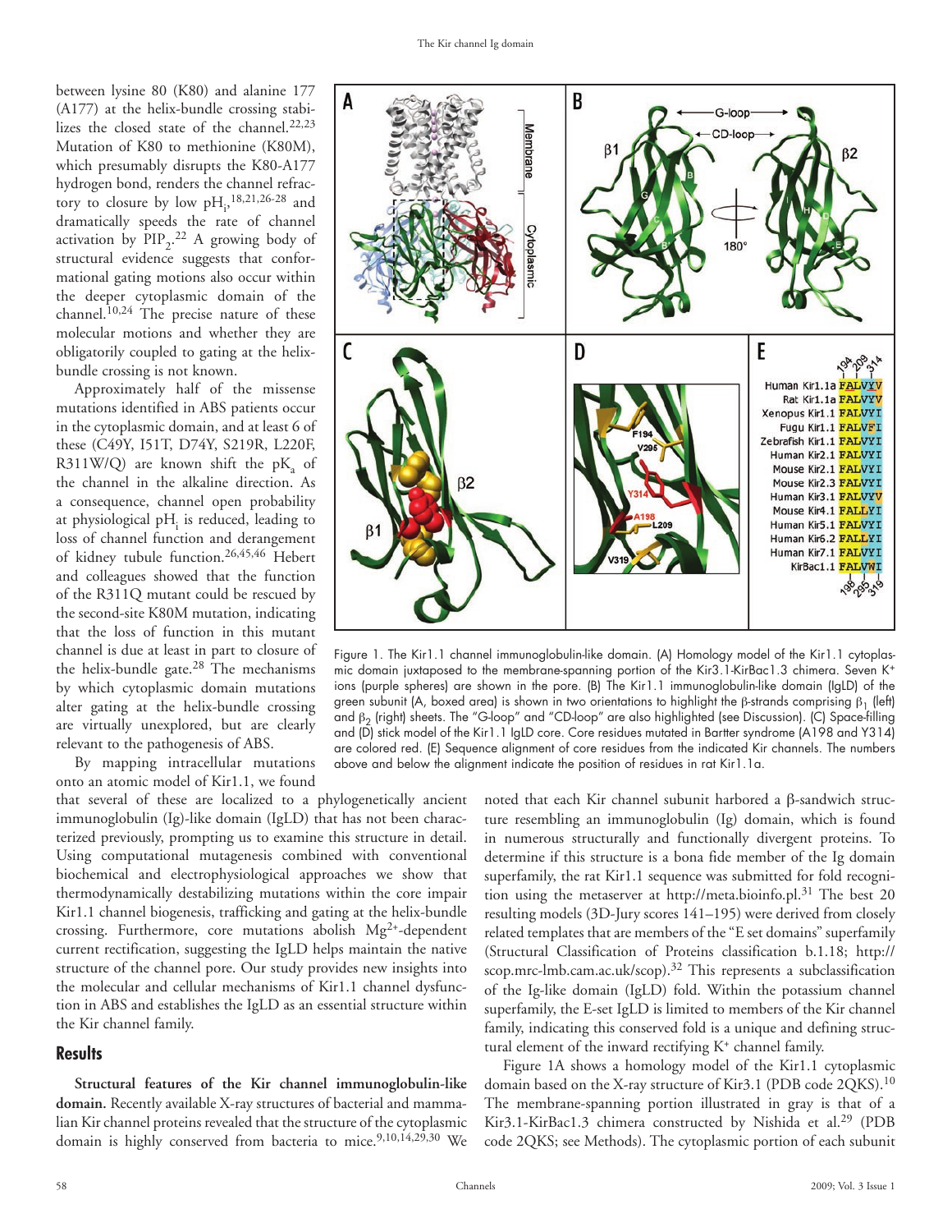between lysine 80 (K80) and alanine 177 (A177) at the helix-bundle crossing stabilizes the closed state of the channel.[22,23] Mutation of K80 to methionine (K80M), which presumably disrupts the K80-A177 hydrogen bond, renders the channel refractory to closure by low $pH_i$,[18,21,26-28] and dramatically speeds the rate of channel activation by $PIP_2$.[22] A growing body of structural evidence suggests that conformational gating motions also occur within the deeper cytoplasmic domain of the channel.[10,24] The precise nature of these molecular motions and whether they are obligatorily coupled to gating at the helix-bundle crossing is not known.

Approximately half of the missense mutations identified in ABS patients occur in the cytoplasmic domain, and at least 6 of these (C49Y, I51T, D74Y, S219R, L220F, R311W/Q) are known shift the $pK_a$ of the channel in the alkaline direction. As a consequence, channel open probability at physiological $pH_i$ is reduced, leading to loss of channel function and derangement of kidney tubule function.[26,45,46] Hebert and colleagues showed that the function of the R311Q mutant could be rescued by the second-site K80M mutation, indicating that the loss of function in this mutant channel is due at least in part to closure of the helix-bundle gate.[28] The mechanisms by which cytoplasmic domain mutations alter gating at the helix-bundle crossing are virtually unexplored, but are clearly relevant to the pathogenesis of ABS.

By mapping intracellular mutations onto an atomic model of Kir1.1, we found that several of these are localized to a phylogenetically ancient immunoglobulin (Ig)-like domain (IgLD) that has not been characterized previously, prompting us to examine this structure in detail. Using computational mutagenesis combined with conventional biochemical and electrophysiological approaches we show that thermodynamically destabilizing mutations within the core impair Kir1.1 channel biogenesis, trafficking and gating at the helix-bundle crossing. Furthermore, core mutations abolish $Mg^{2+}$-dependent current rectification, suggesting the IgLD helps maintain the native structure of the channel pore. Our study provides new insights into the molecular and cellular mechanisms of Kir1.1 channel dysfunction in ABS and establishes the IgLD as an essential structure within the Kir channel family.

Figure 1. The Kir1.1 channel immunoglobulin-like domain. (A) Homology model of the Kir1.1 cytoplasmic domain juxtaposed to the membrane-spanning portion of the Kir3.1-KirBac1.3 chimera. Seven $K^+$ ions (purple spheres) are shown in the pore. (B) The Kir1.1 immunoglobulin-like domain (IgLD) of the green subunit (A, boxed area) is shown in two orientations to highlight the β-strands comprising $\beta_1$ (left) and $\beta_2$ (right) sheets. The "G-loop" and "CD-loop" are also highlighted (see Discussion). (C) Space-filling and (D) stick model of the Kir1.1 IgLD core. Core residues mutated in Bartter syndrome (A198 and Y314) are colored red. (E) Sequence alignment of core residues from the indicated Kir channels. The numbers above and below the alignment indicate the position of residues in rat Kir1.1a.

## Results

**Structural features of the Kir channel immunoglobulin-like domain.** Recently available X-ray structures of bacterial and mammalian Kir channel proteins revealed that the structure of the cytoplasmic domain is highly conserved from bacteria to mice.[9,10,14,29,30] We noted that each Kir channel subunit harbored a β-sandwich structure resembling an immunoglobulin (Ig) domain, which is found in numerous structurally and functionally divergent proteins. To determine if this structure is a bona fide member of the Ig domain superfamily, the rat Kir1.1 sequence was submitted for fold recognition using the metaserver at http://meta.bioinfo.pl.[31] The best 20 resulting models (3D-Jury scores 141–195) were derived from closely related templates that are members of the "E set domains" superfamily (Structural Classification of Proteins classification b.1.18; http://scop.mrc-lmb.cam.ac.uk/scop).[32] This represents a subclassification of the Ig-like domain (IgLD) fold. Within the potassium channel superfamily, the E-set IgLD is limited to members of the Kir channel family, indicating this conserved fold is a unique and defining structural element of the inward rectifying $K^+$ channel family.

Figure 1A shows a homology model of the Kir1.1 cytoplasmic domain based on the X-ray structure of Kir3.1 (PDB code 2QKS).[10] The membrane-spanning portion illustrated in gray is that of a Kir3.1-KirBac1.3 chimera constructed by Nishida et al.[29] (PDB code 2QKS; see Methods). The cytoplasmic portion of each subunit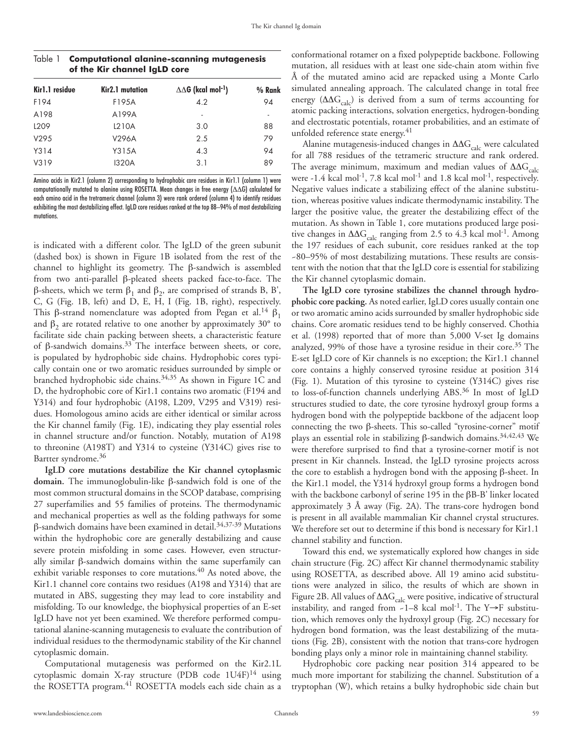Table 1 **Computational alanine-scanning mutagenesis of the Kir channel IgLD core**

| Kir1.1 residue | Kir2.1 mutation | ΔΔG (kcal mol$^{-1}$) | % Rank |
|---|---|---|---|
| F194 | F195A | 4.2 | 94 |
| A198 | A199A | - | - |
| L209 | L210A | 3.0 | 88 |
| V295 | V296A | 2.5 | 79 |
| Y314 | Y315A | 4.3 | 94 |
| V319 | I320A | 3.1 | 89 |

Amino acids in Kir2.1 (column 2) corresponding to hydrophobic core residues in Kir1.1 (column 1) were computationally mutated to alanine using ROSETTA. Mean changes in free energy (ΔΔG) calculated for each amino acid in the tretrameric channel (column 3) were rank ordered (column 4) to identify residues exhibiting the most destabilizing effect. IgLD core residues ranked at the top 88–94% of most destabilizing mutations.

is indicated with a different color. The IgLD of the green subunit (dashed box) is shown in Figure 1B isolated from the rest of the channel to highlight its geometry. The β-sandwich is assembled from two anti-parallel β-pleated sheets packed face-to-face. The β-sheets, which we term $\beta_1$ and $\beta_2$, are comprised of strands B, B', C, G (Fig. 1B, left) and D, E, H, I (Fig. 1B, right), respectively. This β-strand nomenclature was adopted from Pegan et al.[14] $\beta_1$ and $\beta_2$ are rotated relative to one another by approximately 30° to facilitate side chain packing between sheets, a characteristic feature of β-sandwich domains.[33] The interface between sheets, or core, is populated by hydrophobic side chains. Hydrophobic cores typically contain one or two aromatic residues surrounded by simple or branched hydrophobic side chains.[34,35] As shown in Figure 1C and D, the hydrophobic core of Kir1.1 contains two aromatic (F194 and Y314) and four hydrophobic (A198, L209, V295 and V319) residues. Homologous amino acids are either identical or similar across the Kir channel family (Fig. 1E), indicating they play essential roles in channel structure and/or function. Notably, mutation of A198 to threonine (A198T) and Y314 to cysteine (Y314C) gives rise to Bartter syndrome.[36]

**IgLD core mutations destabilize the Kir channel cytoplasmic domain.** The immunoglobulin-like β-sandwich fold is one of the most common structural domains in the SCOP database, comprising 27 superfamilies and 55 families of proteins. The thermodynamic and mechanical properties as well as the folding pathways for some β-sandwich domains have been examined in detail.[34,37-39] Mutations within the hydrophobic core are generally destabilizing and cause severe protein misfolding in some cases. However, even structurally similar β-sandwich domains within the same superfamily can exhibit variable responses to core mutations.[40] As noted above, the Kir1.1 channel core contains two residues (A198 and Y314) that are mutated in ABS, suggesting they may lead to core instability and misfolding. To our knowledge, the biophysical properties of an E-set IgLD have not yet been examined. We therefore performed computational alanine-scanning mutagenesis to evaluate the contribution of individual residues to the thermodynamic stability of the Kir channel cytoplasmic domain.

Computational mutagenesis was performed on the Kir2.1L cytoplasmic domain X-ray structure (PDB code 1U4F)[14] using the ROSETTA program.[41] ROSETTA models each side chain as a conformational rotamer on a fixed polypeptide backbone. Following mutation, all residues with at least one side-chain atom within five Å of the mutated amino acid are repacked using a Monte Carlo simulated annealing approach. The calculated change in total free energy ($\Delta\Delta G_{calc}$) is derived from a sum of terms accounting for atomic packing interactions, solvation energetics, hydrogen-bonding and electrostatic potentials, rotamer probabilities, and an estimate of unfolded reference state energy.[41]

Alanine mutagenesis-induced changes in $\Delta\Delta G_{calc}$ were calculated for all 788 residues of the tetrameric structure and rank ordered. The average minimum, maximum and median values of $\Delta\Delta G_{calc}$ were -1.4 kcal mol$^{-1}$, 7.8 kcal mol$^{-1}$ and 1.8 kcal mol$^{-1}$, respectively. Negative values indicate a stabilizing effect of the alanine substitution, whereas positive values indicate thermodynamic instability. The larger the positive value, the greater the destabilizing effect of the mutation. As shown in Table 1, core mutations produced large positive changes in $\Delta\Delta G_{calc}$ ranging from 2.5 to 4.3 kcal mol$^{-1}$. Among the 197 residues of each subunit, core residues ranked at the top ~80–95% of most destabilizing mutations. These results are consistent with the notion that that the IgLD core is essential for stabilizing the Kir channel cytoplasmic domain.

**The IgLD core tyrosine stabilizes the channel through hydrophobic core packing.** As noted earlier, IgLD cores usually contain one or two aromatic amino acids surrounded by smaller hydrophobic side chains. Core aromatic residues tend to be highly conserved. Chothia et al. (1998) reported that of more than 5,000 V-set Ig domains analyzed, 99% of those have a tyrosine residue in their core.[35] The E-set IgLD core of Kir channels is no exception; the Kir1.1 channel core contains a highly conserved tyrosine residue at position 314 (Fig. 1). Mutation of this tyrosine to cysteine (Y314C) gives rise to loss-of-function channels underlying ABS.[36] In most of IgLD structures studied to date, the core tyrosine hydroxyl group forms a hydrogen bond with the polypeptide backbone of the adjacent loop connecting the two β-sheets. This so-called "tyrosine-corner" motif plays an essential role in stabilizing β-sandwich domains.[34,42,43] We were therefore surprised to find that a tyrosine-corner motif is not present in Kir channels. Instead, the IgLD tyrosine projects across the core to establish a hydrogen bond with the apposing β-sheet. In the Kir1.1 model, the Y314 hydroxyl group forms a hydrogen bond with the backbone carbonyl of serine 195 in the βB-B' linker located approximately 3 Å away (Fig. 2A). The trans-core hydrogen bond is present in all available mammalian Kir channel crystal structures. We therefore set out to determine if this bond is necessary for Kir1.1 channel stability and function.

Toward this end, we systematically explored how changes in side chain structure (Fig. 2C) affect Kir channel thermodynamic stability using ROSETTA, as described above. All 19 amino acid substitutions were analyzed in silico, the results of which are shown in Figure 2B. All values of $\Delta\Delta G_{calc}$ were positive, indicative of structural instability, and ranged from ~1–8 kcal mol$^{-1}$. The Y→F substitution, which removes only the hydroxyl group (Fig. 2C) necessary for hydrogen bond formation, was the least destabilizing of the mutations (Fig. 2B), consistent with the notion that trans-core hydrogen bonding plays only a minor role in maintaining channel stability.

Hydrophobic core packing near position 314 appeared to be much more important for stabilizing the channel. Substitution of a tryptophan (W), which retains a bulky hydrophobic side chain but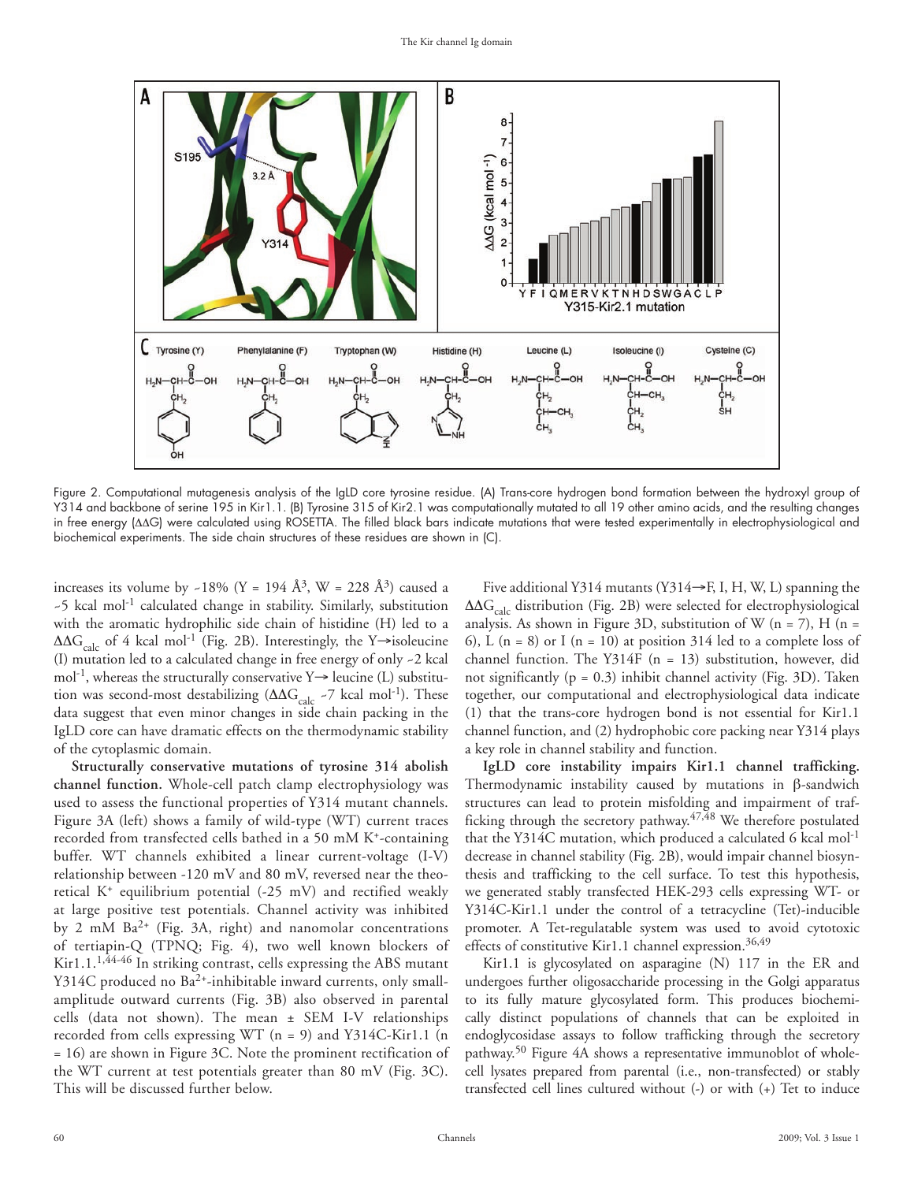Figure 2. Computational mutagenesis analysis of the IgLD core tyrosine residue. (A) Trans-core hydrogen bond formation between the hydroxyl group of Y314 and backbone of serine 195 in Kir1.1. (B) Tyrosine 315 of Kir2.1 was computationally mutated to all 19 other amino acids, and the resulting changes in free energy (ΔΔG) were calculated using ROSETTA. The filled black bars indicate mutations that were tested experimentally in electrophysiological and biochemical experiments. The side chain structures of these residues are shown in (C).

increases its volume by ~18% (Y = 194 $Å^3$, W = 228 $Å^3$) caused a ~5 kcal $mol^{-1}$ calculated change in stability. Similarly, substitution with the aromatic hydrophilic side chain of histidine (H) led to a $\Delta\Delta G_{calc}$ of 4 kcal $mol^{-1}$ (Fig. 2B). Interestingly, the Y→isoleucine (I) mutation led to a calculated change in free energy of only ~2 kcal $mol^{-1}$, whereas the structurally conservative Y→ leucine (L) substitution was second-most destabilizing ($\Delta\Delta G_{calc}$ ~7 kcal $mol^{-1}$). These data suggest that even minor changes in side chain packing in the IgLD core can have dramatic effects on the thermodynamic stability of the cytoplasmic domain.

**Structurally conservative mutations of tyrosine 314 abolish channel function.** Whole-cell patch clamp electrophysiology was used to assess the functional properties of Y314 mutant channels. Figure 3A (left) shows a family of wild-type (WT) current traces recorded from transfected cells bathed in a 50 mM $K^+$-containing buffer. WT channels exhibited a linear current-voltage (I-V) relationship between -120 mV and 80 mV, reversed near the theoretical $K^+$ equilibrium potential (-25 mV) and rectified weakly at large positive test potentials. Channel activity was inhibited by 2 mM $Ba^{2+}$ (Fig. 3A, right) and nanomolar concentrations of tertiapin-Q (TPNQ; Fig. 4), two well known blockers of Kir1.1.[1,44-46] In striking contrast, cells expressing the ABS mutant Y314C produced no $Ba^{2+}$-inhibitable inward currents, only small-amplitude outward currents (Fig. 3B) also observed in parental cells (data not shown). The mean ± SEM I-V relationships recorded from cells expressing WT (n = 9) and Y314C-Kir1.1 (n = 16) are shown in Figure 3C. Note the prominent rectification of the WT current at test potentials greater than 80 mV (Fig. 3C). This will be discussed further below.

Five additional Y314 mutants (Y314→F, I, H, W, L) spanning the $\Delta\Delta G_{calc}$ distribution (Fig. 2B) were selected for electrophysiological analysis. As shown in Figure 3D, substitution of W (n = 7), H (n = 6), L (n = 8) or I (n = 10) at position 314 led to a complete loss of channel function. The Y314F (n = 13) substitution, however, did not significantly ($p = 0.3$) inhibit channel activity (Fig. 3D). Taken together, our computational and electrophysiological data indicate (1) that the trans-core hydrogen bond is not essential for Kir1.1 channel function, and (2) hydrophobic core packing near Y314 plays a key role in channel stability and function.

**IgLD core instability impairs Kir1.1 channel trafficking.** Thermodynamic instability caused by mutations in β-sandwich structures can lead to protein misfolding and impairment of trafficking through the secretory pathway.[47,48] We therefore postulated that the Y314C mutation, which produced a calculated 6 kcal $mol^{-1}$ decrease in channel stability (Fig. 2B), would impair channel biosynthesis and trafficking to the cell surface. To test this hypothesis, we generated stably transfected HEK-293 cells expressing WT- or Y314C-Kir1.1 under the control of a tetracycline (Tet)-inducible promoter. A Tet-regulatable system was used to avoid cytotoxic effects of constitutive Kir1.1 channel expression.[36,49]

Kir1.1 is glycosylated on asparagine (N) 117 in the ER and undergoes further oligosaccharide processing in the Golgi apparatus to its fully mature glycosylated form. This produces biochemically distinct populations of channels that can be exploited in endoglycosidase assays to follow trafficking through the secretory pathway.[50] Figure 4A shows a representative immunoblot of whole-cell lysates prepared from parental (i.e., non-transfected) or stably transfected cell lines cultured without (-) or with (+) Tet to induce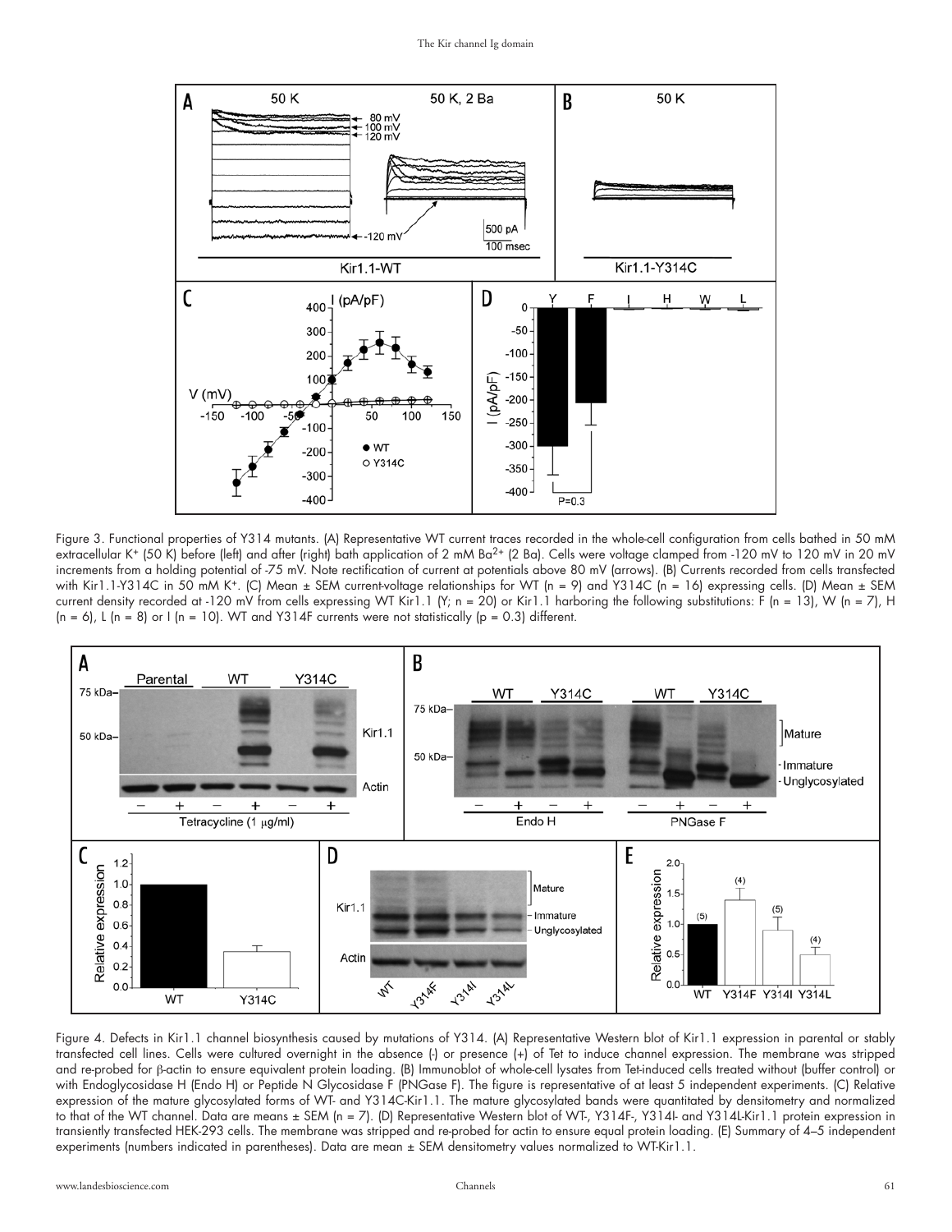Figure 3. Functional properties of Y314 mutants. (A) Representative WT current traces recorded in the whole-cell configuration from cells bathed in 50 mM extracellular $K^+$ (50 K) before (left) and after (right) bath application of 2 mM $Ba^{2+}$ (2 Ba). Cells were voltage clamped from -120 mV to 120 mV in 20 mV increments from a holding potential of -75 mV. Note rectification of current at potentials above 80 mV (arrows). (B) Currents recorded from cells transfected with Kir1.1-Y314C in 50 mM $K^+$. (C) Mean ± SEM current-voltage relationships for WT (n = 9) and Y314C (n = 16) expressing cells. (D) Mean ± SEM current density recorded at -120 mV from cells expressing WT Kir1.1 (Y; n = 20) or Kir1.1 harboring the following substitutions: F (n = 13), W (n = 7), H (n = 6), L (n = 8) or I (n = 10). WT and Y314F currents were not statistically (p = 0.3) different.

Figure 4. Defects in Kir1.1 channel biosynthesis caused by mutations of Y314. (A) Representative Western blot of Kir1.1 expression in parental or stably transfected cell lines. Cells were cultured overnight in the absence (-) or presence (+) of Tet to induce channel expression. The membrane was stripped and re-probed for β-actin to ensure equivalent protein loading. (B) Immunoblot of whole-cell lysates from Tet-induced cells treated without (buffer control) or with Endoglycosidase H (Endo H) or Peptide N Glycosidase F (PNGase F). The figure is representative of at least 5 independent experiments. (C) Relative expression of the mature glycosylated forms of WT- and Y314C-Kir1.1. The mature glycosylated bands were quantitated by densitometry and normalized to that of the WT channel. Data are means ± SEM (n = 7). (D) Representative Western blot of WT-, Y314F-, Y314I- and Y314L-Kir1.1 protein expression in transiently transfected HEK-293 cells. The membrane was stripped and re-probed for actin to ensure equal protein loading. (E) Summary of 4–5 independent experiments (numbers indicated in parentheses). Data are mean ± SEM densitometry values normalized to WT-Kir1.1.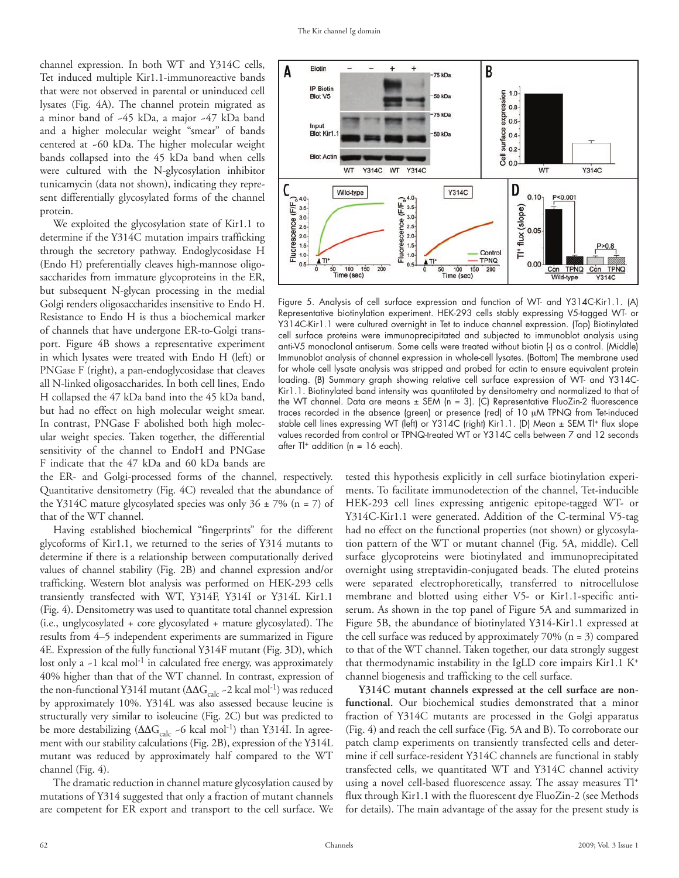channel expression. In both WT and Y314C cells, Tet induced multiple Kir1.1-immunoreactive bands that were not observed in parental or uninduced cell lysates (Fig. 4A). The channel protein migrated as a minor band of ~45 kDa, a major ~47 kDa band and a higher molecular weight "smear" of bands centered at ~60 kDa. The higher molecular weight bands collapsed into the 45 kDa band when cells were cultured with the N-glycosylation inhibitor tunicamycin (data not shown), indicating they represent differentially glycosylated forms of the channel protein.

We exploited the glycosylation state of Kir1.1 to determine if the Y314C mutation impairs trafficking through the secretory pathway. Endoglycosidase H (Endo H) preferentially cleaves high-mannose oligosaccharides from immature glycoproteins in the ER, but subsequent N-glycan processing in the medial Golgi renders oligosaccharides insensitive to Endo H. Resistance to Endo H is thus a biochemical marker of channels that have undergone ER-to-Golgi transport. Figure 4B shows a representative experiment in which lysates were treated with Endo H (left) or PNGase F (right), a pan-endoglycosidase that cleaves all N-linked oligosaccharides. In both cell lines, Endo H collapsed the 47 kDa band into the 45 kDa band, but had no effect on high molecular weight smear. In contrast, PNGase F abolished both high molecular weight species. Taken together, the differential sensitivity of the channel to EndoH and PNGase F indicate that the 47 kDa and 60 kDa bands are the ER- and Golgi-processed forms of the channel, respectively. Quantitative densitometry (Fig. 4C) revealed that the abundance of the Y314C mature glycosylated species was only 36 ± 7% (n = 7) of that of the WT channel.

Having established biochemical "fingerprints" for the different glycoforms of Kir1.1, we returned to the series of Y314 mutants to determine if there is a relationship between computationally derived values of channel stability (Fig. 2B) and channel expression and/or trafficking. Western blot analysis was performed on HEK-293 cells transiently transfected with WT, Y314F, Y314I or Y314L Kir1.1 (Fig. 4). Densitometry was used to quantitate total channel expression (i.e., unglycosylated + core glycosylated + mature glycosylated). The results from 4–5 independent experiments are summarized in Figure 4E. Expression of the fully functional Y314F mutant (Fig. 3D), which lost only a ~1 kcal mol$^{-1}$ in calculated free energy, was approximately 40% higher than that of the WT channel. In contrast, expression of the non-functional Y314I mutant ($\Delta\Delta G_{calc}$ ~2 kcal mol$^{-1}$) was reduced by approximately 10%. Y314L was also assessed because leucine is structurally very similar to isoleucine (Fig. 2C) but was predicted to be more destabilizing ($\Delta\Delta G_{calc}$ ~6 kcal mol$^{-1}$) than Y314I. In agreement with our stability calculations (Fig. 2B), expression of the Y314L mutant was reduced by approximately half compared to the WT channel (Fig. 4).

The dramatic reduction in channel mature glycosylation caused by mutations of Y314 suggested that only a fraction of mutant channels are competent for ER export and transport to the cell surface. We tested this hypothesis explicitly in cell surface biotinylation experiments. To facilitate immunodetection of the channel, Tet-inducible HEK-293 cell lines expressing antigenic epitope-tagged WT- or Y314C-Kir1.1 were generated. Addition of the C-terminal V5-tag had no effect on the functional properties (not shown) or glycosylation pattern of the WT or mutant channel (Fig. 5A, middle). Cell surface glycoproteins were biotinylated and immunoprecipitated overnight using streptavidin-conjugated beads. The eluted proteins were separated electrophoretically, transferred to nitrocellulose membrane and blotted using either V5- or Kir1.1-specific antiserum. As shown in the top panel of Figure 5A and summarized in Figure 5B, the abundance of biotinylated Y314-Kir1.1 expressed at the cell surface was reduced by approximately 70% (n = 3) compared to that of the WT channel. Taken together, our data strongly suggest that thermodynamic instability in the IgLD core impairs Kir1.1 K$^+$ channel biogenesis and trafficking to the cell surface.

Figure 5. Analysis of cell surface expression and function of WT- and Y314C-Kir1.1. (A) Representative biotinylation experiment. HEK-293 cells stably expressing V5-tagged WT- or Y314C-Kir1.1 were cultured overnight in Tet to induce channel expression. (Top) Biotinylated cell surface proteins were immunoprecipitated and subjected to immunoblot analysis using anti-V5 monoclonal antiserum. Some cells were treated without biotin (-) as a control. (Middle) Immunoblot analysis of channel expression in whole-cell lysates. (Bottom) The membrane used for whole cell lysate analysis was stripped and probed for actin to ensure equivalent protein loading. (B) Summary graph showing relative cell surface expression of WT- and Y314C-Kir1.1. Biotinylated band intensity was quantitated by densitometry and normalized to that of the WT channel. Data are means ± SEM (n = 3). (C) Representative FluoZin-2 fluorescence traces recorded in the absence (green) or presence (red) of 10 μM TPNQ from Tet-induced stable cell lines expressing WT (left) or Y314C (right) Kir1.1. (D) Mean ± SEM Tl$^+$ flux slope values recorded from control or TPNQ-treated WT or Y314C cells between 7 and 12 seconds after Tl$^+$ addition (n = 16 each).

**Y314C mutant channels expressed at the cell surface are non-functional.** Our biochemical studies demonstrated that a minor fraction of Y314C mutants are processed in the Golgi apparatus (Fig. 4) and reach the cell surface (Fig. 5A and B). To corroborate our patch clamp experiments on transiently transfected cells and determine if cell surface-resident Y314C channels are functional in stably transfected cells, we quantitated WT and Y314C channel activity using a novel cell-based fluorescence assay. The assay measures Tl$^+$ flux through Kir1.1 with the fluorescent dye FluoZin-2 (see Methods for details). The main advantage of the assay for the present study is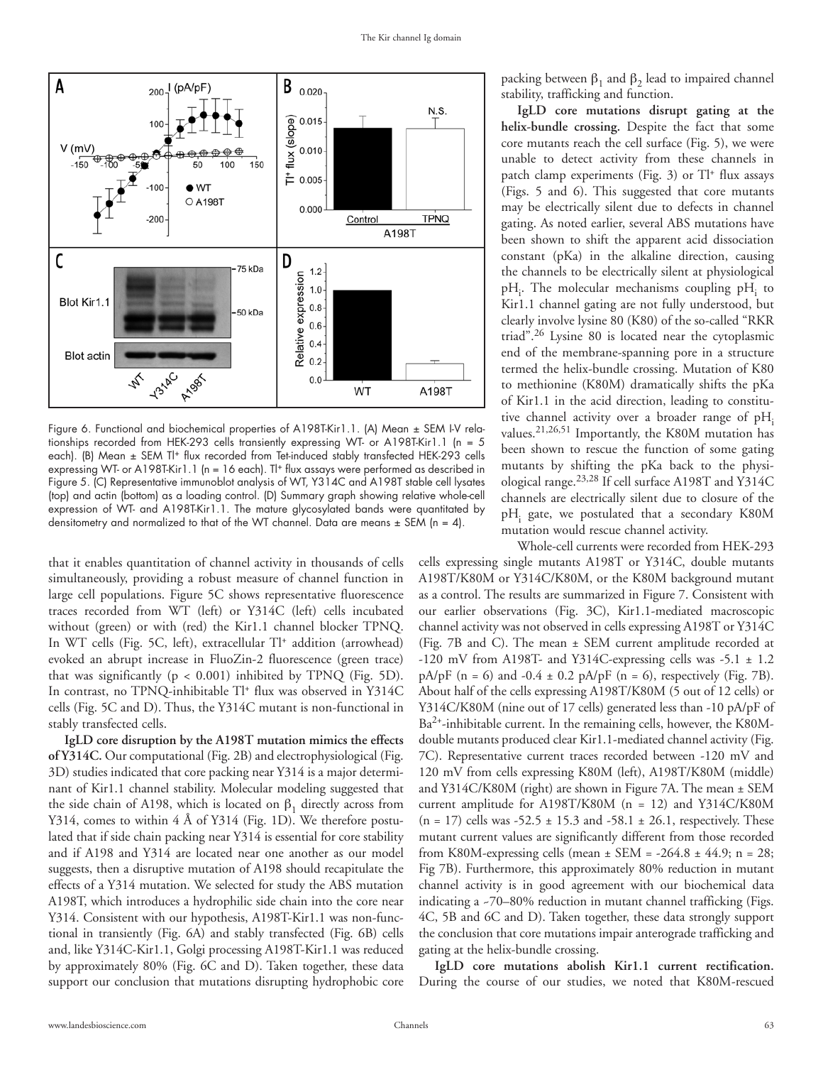Figure 6. Functional and biochemical properties of A198T-Kir1.1. (A) Mean ± SEM I-V relationships recorded from HEK-293 cells transiently expressing WT- or A198T-Kir1.1 (n = 5 each). (B) Mean ± SEM $Tl^+$ flux recorded from Tet-induced stably transfected HEK-293 cells expressing WT- or A198T-Kir1.1 (n = 16 each). $Tl^+$ flux assays were performed as described in Figure 5. (C) Representative immunoblot analysis of WT, Y314C and A198T stable cell lysates (top) and actin (bottom) as a loading control. (D) Summary graph showing relative whole-cell expression of WT- and A198T-Kir1.1. The mature glycosylated bands were quantitated by densitometry and normalized to that of the WT channel. Data are means ± SEM (n = 4).

that it enables quantitation of channel activity in thousands of cells simultaneously, providing a robust measure of channel function in large cell populations. Figure 5C shows representative fluorescence traces recorded from WT (left) or Y314C (left) cells incubated without (green) or with (red) the Kir1.1 channel blocker TPNQ. In WT cells (Fig. 5C, left), extracellular $Tl^+$ addition (arrowhead) evoked an abrupt increase in FluoZin-2 fluorescence (green trace) that was significantly ($p < 0.001$) inhibited by TPNQ (Fig. 5D). In contrast, no TPNQ-inhibitable $Tl^+$ flux was observed in Y314C cells (Fig. 5C and D). Thus, the Y314C mutant is non-functional in stably transfected cells.

**IgLD core disruption by the A198T mutation mimics the effects of Y314C.** Our computational (Fig. 2B) and electrophysiological (Fig. 3D) studies indicated that core packing near Y314 is a major determinant of Kir1.1 channel stability. Molecular modeling suggested that the side chain of A198, which is located on $\beta_1$ directly across from Y314, comes to within 4 Å of Y314 (Fig. 1D). We therefore postulated that if side chain packing near Y314 is essential for core stability and if A198 and Y314 are located near one another as our model suggests, then a disruptive mutation of A198 should recapitulate the effects of a Y314 mutation. We selected for study the ABS mutation A198T, which introduces a hydrophilic side chain into the core near Y314. Consistent with our hypothesis, A198T-Kir1.1 was non-functional in transiently (Fig. 6A) and stably transfected (Fig. 6B) cells and, like Y314C-Kir1.1, Golgi processing A198T-Kir1.1 was reduced by approximately 80% (Fig. 6C and D). Taken together, these data support our conclusion that mutations disrupting hydrophobic core packing between $\beta_1$ and $\beta_2$ lead to impaired channel stability, trafficking and function.

**IgLD core mutations disrupt gating at the helix-bundle crossing.** Despite the fact that some core mutants reach the cell surface (Fig. 5), we were unable to detect activity from these channels in patch clamp experiments (Fig. 3) or $Tl^+$ flux assays (Figs. 5 and 6). This suggested that core mutants may be electrically silent due to defects in channel gating. As noted earlier, several ABS mutations have been shown to shift the apparent acid dissociation constant (pKa) in the alkaline direction, causing the channels to be electrically silent at physiological $pH_i$. The molecular mechanisms coupling $pH_i$ to Kir1.1 channel gating are not fully understood, but clearly involve lysine 80 (K80) of the so-called "RKR triad".[26] Lysine 80 is located near the cytoplasmic end of the membrane-spanning pore in a structure termed the helix-bundle crossing. Mutation of K80 to methionine (K80M) dramatically shifts the pKa of Kir1.1 in the acid direction, leading to constitutive channel activity over a broader range of $pH_i$ values.[21,26,51] Importantly, the K80M mutation has been shown to rescue the function of some gating mutants by shifting the pKa back to the physiological range.[23,28] If cell surface A198T and Y314C channels are electrically silent due to closure of the $pH_i$ gate, we postulated that a secondary K80M mutation would rescue channel activity.

Whole-cell currents were recorded from HEK-293 cells expressing single mutants A198T or Y314C, double mutants A198T/K80M or Y314C/K80M, or the K80M background mutant as a control. The results are summarized in Figure 7. Consistent with our earlier observations (Fig. 3C), Kir1.1-mediated macroscopic channel activity was not observed in cells expressing A198T or Y314C (Fig. 7B and C). The mean ± SEM current amplitude recorded at -120 mV from A198T- and Y314C-expressing cells was -5.1 ± 1.2 pA/pF (n = 6) and -0.4 ± 0.2 pA/pF (n = 6), respectively (Fig. 7B). About half of the cells expressing A198T/K80M (5 out of 12 cells) or Y314C/K80M (nine out of 17 cells) generated less than -10 pA/pF of $Ba^{2+}$-inhibitable current. In the remaining cells, however, the K80M-double mutants produced clear Kir1.1-mediated channel activity (Fig. 7C). Representative current traces recorded between -120 mV and 120 mV from cells expressing K80M (left), A198T/K80M (middle) and Y314C/K80M (right) are shown in Figure 7A. The mean ± SEM current amplitude for A198T/K80M (n = 12) and Y314C/K80M (n = 17) cells was -52.5 ± 15.3 and -58.1 ± 26.1, respectively. These mutant current values are significantly different from those recorded from K80M-expressing cells (mean ± SEM = -264.8 ± 44.9; n = 28; Fig 7B). Furthermore, this approximately 80% reduction in mutant channel activity is in good agreement with our biochemical data indicating a ~70–80% reduction in mutant channel trafficking (Figs. 4C, 5B and 6C and D). Taken together, these data strongly support the conclusion that core mutations impair anterograde trafficking and gating at the helix-bundle crossing.

**IgLD core mutations abolish Kir1.1 current rectification.** During the course of our studies, we noted that K80M-rescued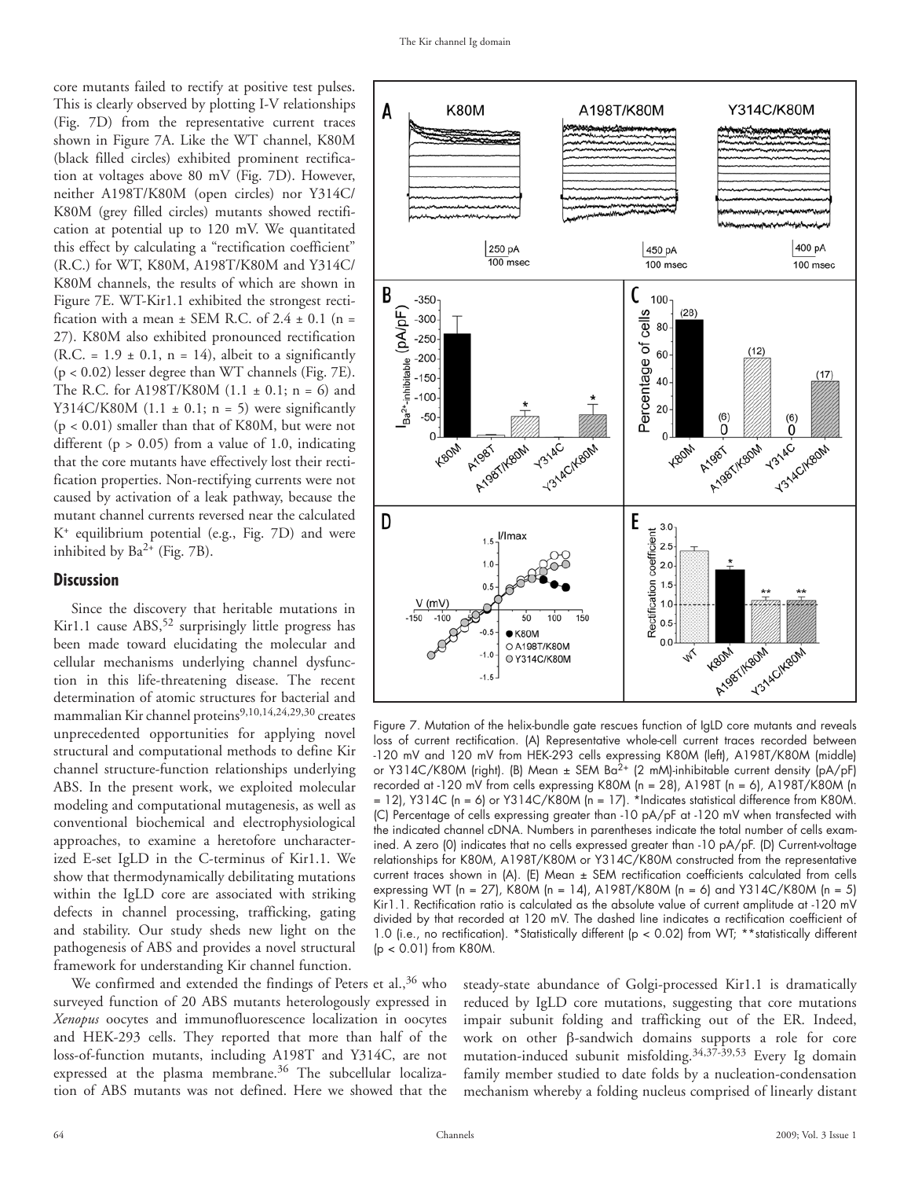core mutants failed to rectify at positive test pulses. This is clearly observed by plotting I-V relationships (Fig. 7D) from the representative current traces shown in Figure 7A. Like the WT channel, K80M (black filled circles) exhibited prominent rectification at voltages above 80 mV (Fig. 7D). However, neither A198T/K80M (open circles) nor Y314C/K80M (grey filled circles) mutants showed rectification at potential up to 120 mV. We quantitated this effect by calculating a "rectification coefficient" (R.C.) for WT, K80M, A198T/K80M and Y314C/K80M channels, the results of which are shown in Figure 7E. WT-Kir1.1 exhibited the strongest rectification with a mean ± SEM R.C. of 2.4 ± 0.1 (n = 27). K80M also exhibited pronounced rectification (R.C. = 1.9 ± 0.1, n = 14), albeit to a significantly ($p < 0.02$) lesser degree than WT channels (Fig. 7E). The R.C. for A198T/K80M (1.1 ± 0.1; n = 6) and Y314C/K80M (1.1 ± 0.1; n = 5) were significantly ($p < 0.01$) smaller than that of K80M, but were not different ($p > 0.05$) from a value of 1.0, indicating that the core mutants have effectively lost their rectification properties. Non-rectifying currents were not caused by activation of a leak pathway, because the mutant channel currents reversed near the calculated $K^+$ equilibrium potential (e.g., Fig. 7D) and were inhibited by $Ba^{2+}$ (Fig. 7B).

Figure 7. Mutation of the helix-bundle gate rescues function of IgLD core mutants and reveals loss of current rectification. (A) Representative whole-cell current traces recorded between -120 mV and 120 mV from HEK-293 cells expressing K80M (left), A198T/K80M (middle) or Y314C/K80M (right). (B) Mean ± SEM $Ba^{2+}$ (2 mM)-inhibitable current density (pA/pF) recorded at -120 mV from cells expressing K80M (n = 28), A198T (n = 6), A198T/K80M (n = 12), Y314C (n = 6) or Y314C/K80M (n = 17). *Indicates statistical difference from K80M. (C) Percentage of cells expressing greater than -10 pA/pF at -120 mV when transfected with the indicated channel cDNA. Numbers in parentheses indicate the total number of cells examined. A zero (0) indicates that no cells expressed greater than -10 pA/pF. (D) Current-voltage relationships for K80M, A198T/K80M or Y314C/K80M constructed from the representative current traces shown in (A). (E) Mean ± SEM rectification coefficients calculated from cells expressing WT (n = 27), K80M (n = 14), A198T/K80M (n = 6) and Y314C/K80M (n = 5) Kir1.1. Rectification ratio is calculated as the absolute value of current amplitude at -120 mV divided by that recorded at 120 mV. The dashed line indicates a rectification coefficient of 1.0 (i.e., no rectification). *Statistically different ($p < 0.02$) from WT; **statistically different ($p < 0.01$) from K80M.

## Discussion

Since the discovery that heritable mutations in Kir1.1 cause ABS,[52] surprisingly little progress has been made toward elucidating the molecular and cellular mechanisms underlying channel dysfunction in this life-threatening disease. The recent determination of atomic structures for bacterial and mammalian Kir channel proteins[9,10,14,24,29,30] creates unprecedented opportunities for applying novel structural and computational methods to define Kir channel structure-function relationships underlying ABS. In the present work, we exploited molecular modeling and computational mutagenesis, as well as conventional biochemical and electrophysiological approaches, to examine a heretofore uncharacterized E-set IgLD in the C-terminus of Kir1.1. We show that thermodynamically debilitating mutations within the IgLD core are associated with striking defects in channel processing, trafficking, gating and stability. Our study sheds new light on the pathogenesis of ABS and provides a novel structural framework for understanding Kir channel function.

We confirmed and extended the findings of Peters et al.,[36] who surveyed function of 20 ABS mutants heterologously expressed in *Xenopus* oocytes and immunofluorescence localization in oocytes and HEK-293 cells. They reported that more than half of the loss-of-function mutants, including A198T and Y314C, are not expressed at the plasma membrane.[36] The subcellular localization of ABS mutants was not defined. Here we showed that the steady-state abundance of Golgi-processed Kir1.1 is dramatically reduced by IgLD core mutations, suggesting that core mutations impair subunit folding and trafficking out of the ER. Indeed, work on other β-sandwich domains supports a role for core mutation-induced subunit misfolding.[34,37-39,53] Every Ig domain family member studied to date folds by a nucleation-condensation mechanism whereby a folding nucleus comprised of linearly distant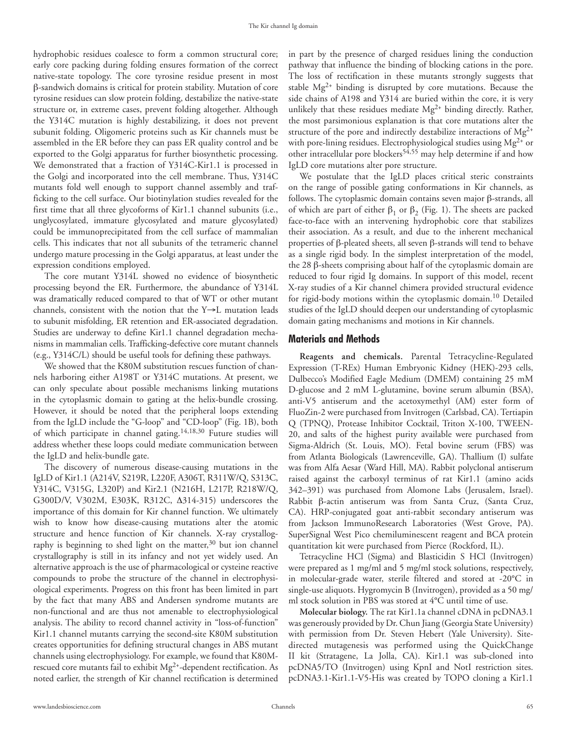hydrophobic residues coalesce to form a common structural core; early core packing during folding ensures formation of the correct native-state topology. The core tyrosine residue present in most β-sandwich domains is critical for protein stability. Mutation of core tyrosine residues can slow protein folding, destabilize the native-state structure or, in extreme cases, prevent folding altogether. Although the Y314C mutation is highly destabilizing, it does not prevent subunit folding. Oligomeric proteins such as Kir channels must be assembled in the ER before they can pass ER quality control and be exported to the Golgi apparatus for further biosynthetic processing. We demonstrated that a fraction of Y314C-Kir1.1 is processed in the Golgi and incorporated into the cell membrane. Thus, Y314C mutants fold well enough to support channel assembly and trafficking to the cell surface. Our biotinylation studies revealed for the first time that all three glycoforms of Kir1.1 channel subunits (i.e., unglycosylated, immature glycosylated and mature glycosylated) could be immunoprecipitated from the cell surface of mammalian cells. This indicates that not all subunits of the tetrameric channel undergo mature processing in the Golgi apparatus, at least under the expression conditions employed.

The core mutant Y314L showed no evidence of biosynthetic processing beyond the ER. Furthermore, the abundance of Y314L was dramatically reduced compared to that of WT or other mutant channels, consistent with the notion that the Y→L mutation leads to subunit misfolding, ER retention and ER-associated degradation. Studies are underway to define Kir1.1 channel degradation mechanisms in mammalian cells. Trafficking-defective core mutant channels (e.g., Y314C/L) should be useful tools for defining these pathways.

We showed that the K80M substitution rescues function of channels harboring either A198T or Y314C mutations. At present, we can only speculate about possible mechanisms linking mutations in the cytoplasmic domain to gating at the helix-bundle crossing. However, it should be noted that the peripheral loops extending from the IgLD include the "G-loop" and "CD-loop" (Fig. 1B), both of which participate in channel gating.[14,18,30] Future studies will address whether these loops could mediate communication between the IgLD and helix-bundle gate.

The discovery of numerous disease-causing mutations in the IgLD of Kir1.1 (A214V, S219R, L220F, A306T, R311W/Q, S313C, Y314C, V315G, L320P) and Kir2.1 (N216H, L217P, R218W/Q, G300D/V, V302M, E303K, R312C, Δ314-315) underscores the importance of this domain for Kir channel function. We ultimately wish to know how disease-causing mutations alter the atomic structure and hence function of Kir channels. X-ray crystallography is beginning to shed light on the matter,[30] but ion channel crystallography is still in its infancy and not yet widely used. An alternative approach is the use of pharmacological or cysteine reactive compounds to probe the structure of the channel in electrophysiological experiments. Progress on this front has been limited in part by the fact that many ABS and Andersen syndrome mutants are non-functional and are thus not amenable to electrophysiological analysis. The ability to record channel activity in "loss-of-function" Kir1.1 channel mutants carrying the second-site K80M substitution creates opportunities for defining structural changes in ABS mutant channels using electrophysiology. For example, we found that K80M-rescued core mutants fail to exhibit $Mg^{2+}$-dependent rectification. As noted earlier, the strength of Kir channel rectification is determined in part by the presence of charged residues lining the conduction pathway that influence the binding of blocking cations in the pore. The loss of rectification in these mutants strongly suggests that stable $Mg^{2+}$ binding is disrupted by core mutations. Because the side chains of A198 and Y314 are buried within the core, it is very unlikely that these residues mediate $Mg^{2+}$ binding directly. Rather, the most parsimonious explanation is that core mutations alter the structure of the pore and indirectly destabilize interactions of $Mg^{2+}$ with pore-lining residues. Electrophysiological studies using $Mg^{2+}$ or other intracellular pore blockers[54,55] may help determine if and how IgLD core mutations alter pore structure.

We postulate that the IgLD places critical steric constraints on the range of possible gating conformations in Kir channels, as follows. The cytoplasmic domain contains seven major β-strands, all of which are part of either $\beta_1$ or $\beta_2$ (Fig. 1). The sheets are packed face-to-face with an intervening hydrophobic core that stabilizes their association. As a result, and due to the inherent mechanical properties of β-pleated sheets, all seven β-strands will tend to behave as a single rigid body. In the simplest interpretation of the model, the 28 β-sheets comprising about half of the cytoplasmic domain are reduced to four rigid Ig domains. In support of this model, recent X-ray studies of a Kir channel chimera provided structural evidence for rigid-body motions within the cytoplasmic domain.[10] Detailed studies of the IgLD should deepen our understanding of cytoplasmic domain gating mechanisms and motions in Kir channels.

## Materials and Methods

**Reagents and chemicals.** Parental Tetracycline-Regulated Expression (T-REx) Human Embryonic Kidney (HEK)-293 cells, Dulbecco's Modified Eagle Medium (DMEM) containing 25 mM D-glucose and 2 mM L-glutamine, bovine serum albumin (BSA), anti-V5 antiserum and the acetoxymethyl (AM) ester form of FluoZin-2 were purchased from Invitrogen (Carlsbad, CA). Tertiapin Q (TPNQ), Protease Inhibitor Cocktail, Triton X-100, TWEEN-20, and salts of the highest purity available were purchased from Sigma-Aldrich (St. Louis, MO). Fetal bovine serum (FBS) was from Atlanta Biologicals (Lawrenceville, GA). Thallium (I) sulfate was from Alfa Aesar (Ward Hill, MA). Rabbit polyclonal antiserum raised against the carboxyl terminus of rat Kir1.1 (amino acids 342–391) was purchased from Alomone Labs (Jerusalem, Israel). Rabbit β-actin antiserum was from Santa Cruz, (Santa Cruz, CA). HRP-conjugated goat anti-rabbit secondary antiserum was from Jackson ImmunoResearch Laboratories (West Grove, PA). SuperSignal West Pico chemiluminescent reagent and BCA protein quantitation kit were purchased from Pierce (Rockford, IL).

Tetracycline HCl (Sigma) and Blasticidin S HCl (Invitrogen) were prepared as 1 mg/ml and 5 mg/ml stock solutions, respectively, in molecular-grade water, sterile filtered and stored at -20°C in single-use aliquots. Hygromycin B (Invitrogen), provided as a 50 mg/ml stock solution in PBS was stored at 4°C until time of use.

**Molecular biology.** The rat Kir1.1a channel cDNA in pcDNA3.1 was generously provided by Dr. Chun Jiang (Georgia State University) with permission from Dr. Steven Hebert (Yale University). Site-directed mutagenesis was performed using the QuickChange II kit (Stratagene, La Jolla, CA). Kir1.1 was sub-cloned into pcDNA5/TO (Invitrogen) using KpnI and NotI restriction sites. pcDNA3.1-Kir1.1-V5-His was created by TOPO cloning a Kir1.1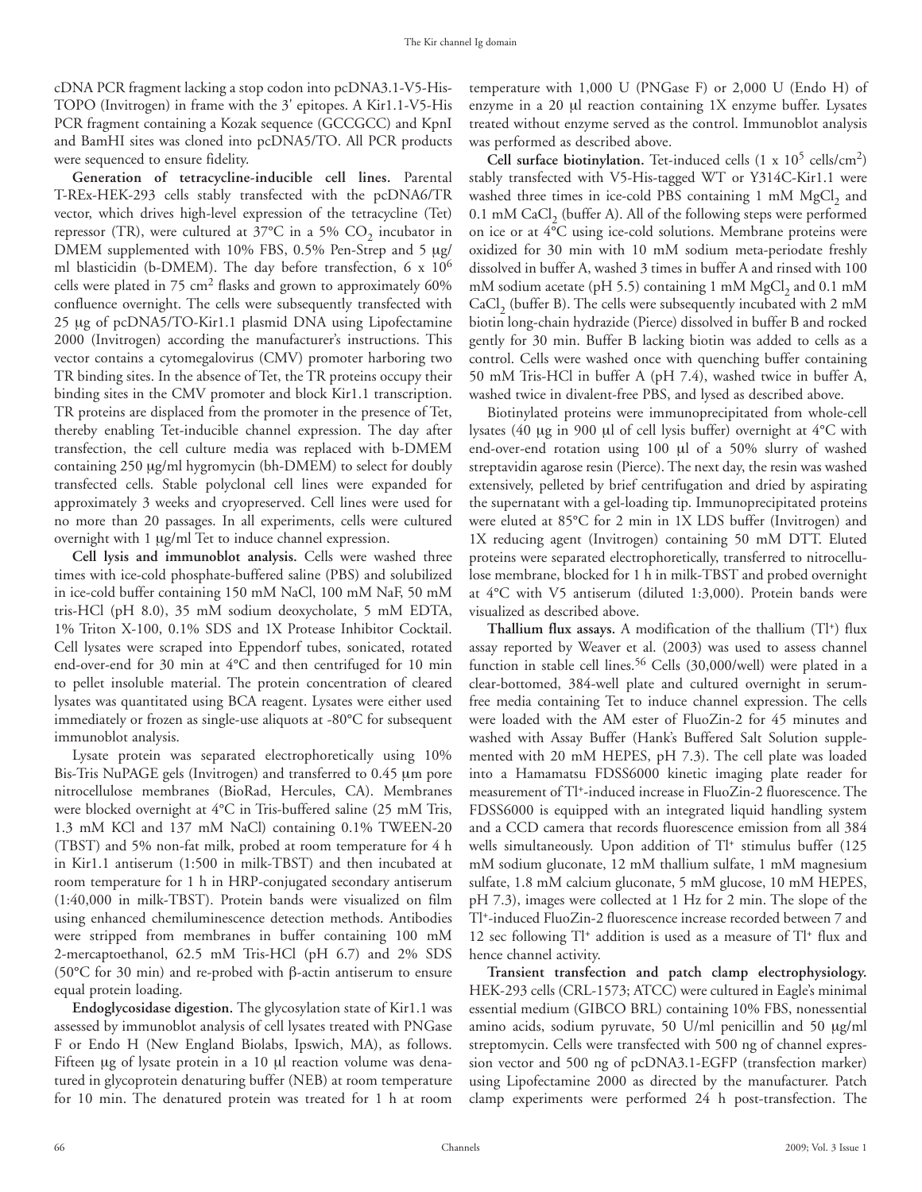cDNA PCR fragment lacking a stop codon into pcDNA3.1-V5-His-TOPO (Invitrogen) in frame with the 3' epitopes. A Kir1.1-V5-His PCR fragment containing a Kozak sequence (GCCGCC) and KpnI and BamHI sites was cloned into pcDNA5/TO. All PCR products were sequenced to ensure fidelity.

**Generation of tetracycline-inducible cell lines.** Parental T-REx-HEK-293 cells stably transfected with the pcDNA6/TR vector, which drives high-level expression of the tetracycline (Tet) repressor (TR), were cultured at 37°C in a 5% $CO_2$ incubator in DMEM supplemented with 10% FBS, 0.5% Pen-Strep and 5 μg/ml blasticidin (b-DMEM). The day before transfection, 6 x $10^6$ cells were plated in 75 $cm^2$ flasks and grown to approximately 60% confluence overnight. The cells were subsequently transfected with 25 μg of pcDNA5/TO-Kir1.1 plasmid DNA using Lipofectamine 2000 (Invitrogen) according the manufacturer's instructions. This vector contains a cytomegalovirus (CMV) promoter harboring two TR binding sites. In the absence of Tet, the TR proteins occupy their binding sites in the CMV promoter and block Kir1.1 transcription. TR proteins are displaced from the promoter in the presence of Tet, thereby enabling Tet-inducible channel expression. The day after transfection, the cell culture media was replaced with b-DMEM containing 250 μg/ml hygromycin (bh-DMEM) to select for doubly transfected cells. Stable polyclonal cell lines were expanded for approximately 3 weeks and cryopreserved. Cell lines were used for no more than 20 passages. In all experiments, cells were cultured overnight with 1 μg/ml Tet to induce channel expression.

**Cell lysis and immunoblot analysis.** Cells were washed three times with ice-cold phosphate-buffered saline (PBS) and solubilized in ice-cold buffer containing 150 mM NaCl, 100 mM NaF, 50 mM tris-HCl (pH 8.0), 35 mM sodium deoxycholate, 5 mM EDTA, 1% Triton X-100, 0.1% SDS and 1X Protease Inhibitor Cocktail. Cell lysates were scraped into Eppendorf tubes, sonicated, rotated end-over-end for 30 min at 4°C and then centrifuged for 10 min to pellet insoluble material. The protein concentration of cleared lysates was quantitated using BCA reagent. Lysates were either used immediately or frozen as single-use aliquots at -80°C for subsequent immunoblot analysis.

Lysate protein was separated electrophoretically using 10% Bis-Tris NuPAGE gels (Invitrogen) and transferred to 0.45 μm pore nitrocellulose membranes (BioRad, Hercules, CA). Membranes were blocked overnight at 4°C in Tris-buffered saline (25 mM Tris, 1.3 mM KCl and 137 mM NaCl) containing 0.1% TWEEN-20 (TBST) and 5% non-fat milk, probed at room temperature for 4 h in Kir1.1 antiserum (1:500 in milk-TBST) and then incubated at room temperature for 1 h in HRP-conjugated secondary antiserum (1:40,000 in milk-TBST). Protein bands were visualized on film using enhanced chemiluminescence detection methods. Antibodies were stripped from membranes in buffer containing 100 mM 2-mercaptoethanol, 62.5 mM Tris-HCl (pH 6.7) and 2% SDS (50°C for 30 min) and re-probed with β-actin antiserum to ensure equal protein loading.

**Endoglycosidase digestion.** The glycosylation state of Kir1.1 was assessed by immunoblot analysis of cell lysates treated with PNGase F or Endo H (New England Biolabs, Ipswich, MA), as follows. Fifteen μg of lysate protein in a 10 μl reaction volume was denatured in glycoprotein denaturing buffer (NEB) at room temperature for 10 min. The denatured protein was treated for 1 h at room temperature with 1,000 U (PNGase F) or 2,000 U (Endo H) of enzyme in a 20 μl reaction containing 1X enzyme buffer. Lysates treated without enzyme served as the control. Immunoblot analysis was performed as described above.

**Cell surface biotinylation.** Tet-induced cells (1 x $10^5$ cells/$cm^2$) stably transfected with V5-His-tagged WT or Y314C-Kir1.1 were washed three times in ice-cold PBS containing 1 mM $MgCl_2$ and 0.1 mM $CaCl_2$ (buffer A). All of the following steps were performed on ice or at 4°C using ice-cold solutions. Membrane proteins were oxidized for 30 min with 10 mM sodium meta-periodate freshly dissolved in buffer A, washed 3 times in buffer A and rinsed with 100 mM sodium acetate (pH 5.5) containing 1 mM $MgCl_2$ and 0.1 mM $CaCl_2$ (buffer B). The cells were subsequently incubated with 2 mM biotin long-chain hydrazide (Pierce) dissolved in buffer B and rocked gently for 30 min. Buffer B lacking biotin was added to cells as a control. Cells were washed once with quenching buffer containing 50 mM Tris-HCl in buffer A (pH 7.4), washed twice in buffer A, washed twice in divalent-free PBS, and lysed as described above.

Biotinylated proteins were immunoprecipitated from whole-cell lysates (40 μg in 900 μl of cell lysis buffer) overnight at 4°C with end-over-end rotation using 100 μl of a 50% slurry of washed streptavidin agarose resin (Pierce). The next day, the resin was washed extensively, pelleted by brief centrifugation and dried by aspirating the supernatant with a gel-loading tip. Immunoprecipitated proteins were eluted at 85°C for 2 min in 1X LDS buffer (Invitrogen) and 1X reducing agent (Invitrogen) containing 50 mM DTT. Eluted proteins were separated electrophoretically, transferred to nitrocellulose membrane, blocked for 1 h in milk-TBST and probed overnight at 4°C with V5 antiserum (diluted 1:3,000). Protein bands were visualized as described above.

**Thallium flux assays.** A modification of the thallium ($Tl^+$) flux assay reported by Weaver et al. (2003) was used to assess channel function in stable cell lines.[56] Cells (30,000/well) were plated in a clear-bottomed, 384-well plate and cultured overnight in serum-free media containing Tet to induce channel expression. The cells were loaded with the AM ester of FluoZin-2 for 45 minutes and washed with Assay Buffer (Hank's Buffered Salt Solution supplemented with 20 mM HEPES, pH 7.3). The cell plate was loaded into a Hamamatsu FDSS6000 kinetic imaging plate reader for measurement of $Tl^+$-induced increase in FluoZin-2 fluorescence. The FDSS6000 is equipped with an integrated liquid handling system and a CCD camera that records fluorescence emission from all 384 wells simultaneously. Upon addition of $Tl^+$ stimulus buffer (125 mM sodium gluconate, 12 mM thallium sulfate, 1 mM magnesium sulfate, 1.8 mM calcium gluconate, 5 mM glucose, 10 mM HEPES, pH 7.3), images were collected at 1 Hz for 2 min. The slope of the $Tl^+$-induced FluoZin-2 fluorescence increase recorded between 7 and 12 sec following $Tl^+$ addition is used as a measure of $Tl^+$ flux and hence channel activity.

**Transient transfection and patch clamp electrophysiology.** HEK-293 cells (CRL-1573; ATCC) were cultured in Eagle's minimal essential medium (GIBCO BRL) containing 10% FBS, nonessential amino acids, sodium pyruvate, 50 U/ml penicillin and 50 μg/ml streptomycin. Cells were transfected with 500 ng of channel expression vector and 500 ng of pcDNA3.1-EGFP (transfection marker) using Lipofectamine 2000 as directed by the manufacturer. Patch clamp experiments were performed 24 h post-transfection. The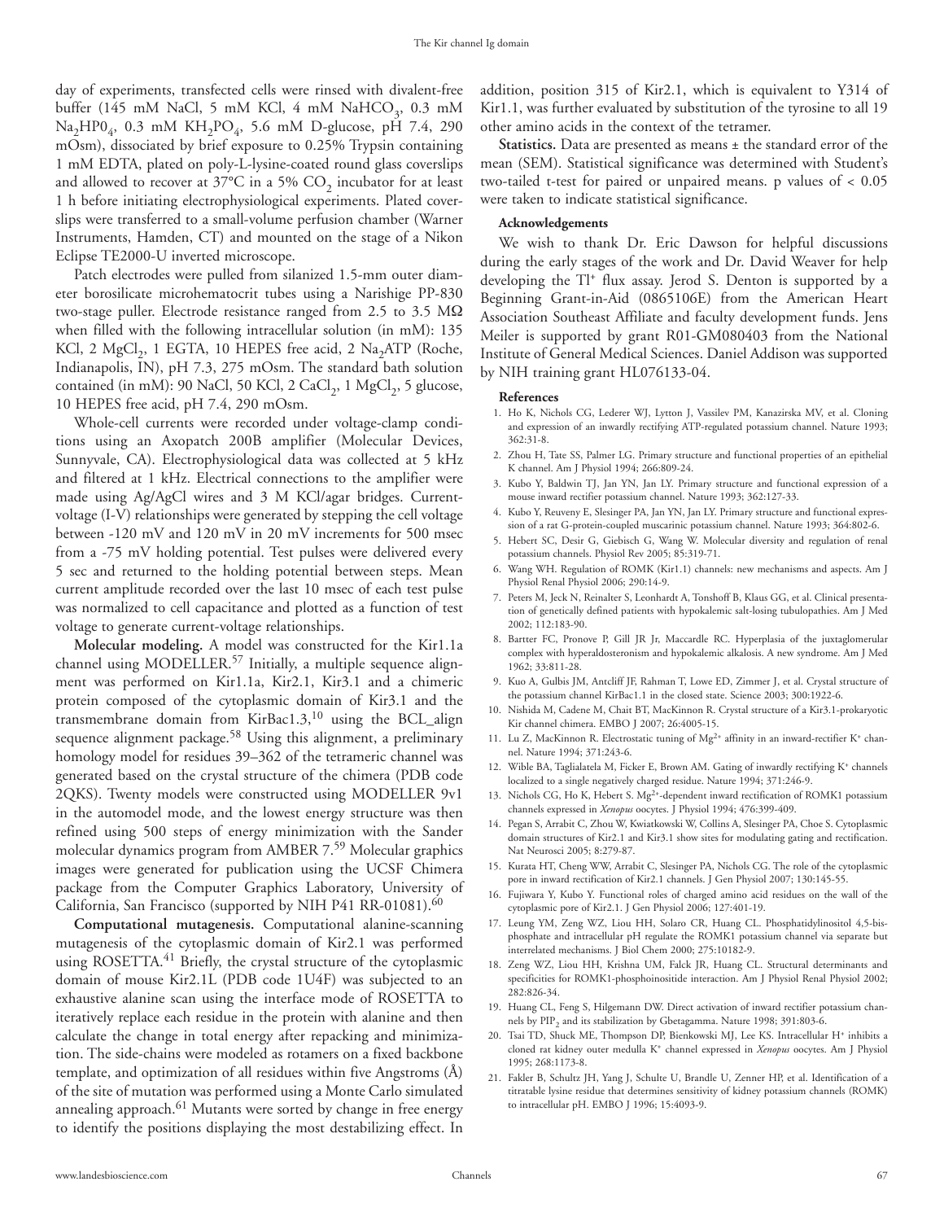day of experiments, transfected cells were rinsed with divalent-free buffer (145 mM NaCl, 5 mM KCl, 4 mM $NaHCO_3$, 0.3 mM $Na_2HP0_4$, 0.3 mM $KH_2PO_4$, 5.6 mM D-glucose, pH 7.4, 290 mOsm), dissociated by brief exposure to 0.25% Trypsin containing 1 mM EDTA, plated on poly-L-lysine-coated round glass coverslips and allowed to recover at 37°C in a 5% $CO_2$ incubator for at least 1 h before initiating electrophysiological experiments. Plated coverslips were transferred to a small-volume perfusion chamber (Warner Instruments, Hamden, CT) and mounted on the stage of a Nikon Eclipse TE2000-U inverted microscope.

Patch electrodes were pulled from silanized 1.5-mm outer diameter borosilicate microhematocrit tubes using a Narishige PP-830 two-stage puller. Electrode resistance ranged from 2.5 to 3.5 MΩ when filled with the following intracellular solution (in mM): 135 KCl, 2 $MgCl_2$, 1 EGTA, 10 HEPES free acid, 2 $Na_2ATP$ (Roche, Indianapolis, IN), pH 7.3, 275 mOsm. The standard bath solution contained (in mM): 90 NaCl, 50 KCl, 2 $CaCl_2$, 1 $MgCl_2$, 5 glucose, 10 HEPES free acid, pH 7.4, 290 mOsm.

Whole-cell currents were recorded under voltage-clamp conditions using an Axopatch 200B amplifier (Molecular Devices, Sunnyvale, CA). Electrophysiological data was collected at 5 kHz and filtered at 1 kHz. Electrical connections to the amplifier were made using Ag/AgCl wires and 3 M KCl/agar bridges. Current-voltage (I-V) relationships were generated by stepping the cell voltage between -120 mV and 120 mV in 20 mV increments for 500 msec from a -75 mV holding potential. Test pulses were delivered every 5 sec and returned to the holding potential between steps. Mean current amplitude recorded over the last 10 msec of each test pulse was normalized to cell capacitance and plotted as a function of test voltage to generate current-voltage relationships.

**Molecular modeling.** A model was constructed for the Kir1.1a channel using MODELLER.[57] Initially, a multiple sequence alignment was performed on Kir1.1a, Kir2.1, Kir3.1 and a chimeric protein composed of the cytoplasmic domain of Kir3.1 and the transmembrane domain from KirBac1.3,[10] using the BCL_align sequence alignment package.[58] Using this alignment, a preliminary homology model for residues 39–362 of the tetrameric channel was generated based on the crystal structure of the chimera (PDB code 2QKS). Twenty models were constructed using MODELLER 9v1 in the automodel mode, and the lowest energy structure was then refined using 500 steps of energy minimization with the Sander molecular dynamics program from AMBER 7.[59] Molecular graphics images were generated for publication using the UCSF Chimera package from the Computer Graphics Laboratory, University of California, San Francisco (supported by NIH P41 RR-01081).[60]

**Computational mutagenesis.** Computational alanine-scanning mutagenesis of the cytoplasmic domain of Kir2.1 was performed using ROSETTA.[41] Briefly, the crystal structure of the cytoplasmic domain of mouse Kir2.1L (PDB code 1U4F) was subjected to an exhaustive alanine scan using the interface mode of ROSETTA to iteratively replace each residue in the protein with alanine and then calculate the change in total energy after repacking and minimization. The side-chains were modeled as rotamers on a fixed backbone template, and optimization of all residues within five Angstroms (Å) of the site of mutation was performed using a Monte Carlo simulated annealing approach.[61] Mutants were sorted by change in free energy to identify the positions displaying the most destabilizing effect. In addition, position 315 of Kir2.1, which is equivalent to Y314 of Kir1.1, was further evaluated by substitution of the tyrosine to all 19 other amino acids in the context of the tetramer.

**Statistics.** Data are presented as means ± the standard error of the mean (SEM). Statistical significance was determined with Student's two-tailed t-test for paired or unpaired means. p values of $< 0.05$ were taken to indicate statistical significance.

### Acknowledgements

We wish to thank Dr. Eric Dawson for helpful discussions during the early stages of the work and Dr. David Weaver for help developing the $Tl^+$ flux assay. Jerod S. Denton is supported by a Beginning Grant-in-Aid (0865106E) from the American Heart Association Southeast Affiliate and faculty development funds. Jens Meiler is supported by grant R01-GM080403 from the National Institute of General Medical Sciences. Daniel Addison was supported by NIH training grant HL076133-04.

### References

1. Ho K, Nichols CG, Lederer WJ, Lytton J, Vassilev PM, Kanazirska MV, et al. Cloning and expression of an inwardly rectifying ATP-regulated potassium channel. Nature 1993; 362:31-8.
2. Zhou H, Tate SS, Palmer LG. Primary structure and functional properties of an epithelial K channel. Am J Physiol 1994; 266:809-24.
3. Kubo Y, Baldwin TJ, Jan YN, Jan LY. Primary structure and functional expression of a mouse inward rectifier potassium channel. Nature 1993; 362:127-33.
4. Kubo Y, Reuveny E, Slesinger PA, Jan YN, Jan LY. Primary structure and functional expression of a rat G-protein-coupled muscarinic potassium channel. Nature 1993; 364:802-6.
5. Hebert SC, Desir G, Giebisch G, Wang W. Molecular diversity and regulation of renal potassium channels. Physiol Rev 2005; 85:319-71.
6. Wang WH. Regulation of ROMK (Kir1.1) channels: new mechanisms and aspects. Am J Physiol Renal Physiol 2006; 290:14-9.
7. Peters M, Jeck N, Reinalter S, Leonhardt A, Tonshoff B, Klaus GG, et al. Clinical presentation of genetically defined patients with hypokalemic salt-losing tubulopathies. Am J Med 2002; 112:183-90.
8. Bartter FC, Pronove P, Gill JR Jr, Maccardle RC. Hyperplasia of the juxtaglomerular complex with hyperaldosteronism and hypokalemic alkalosis. A new syndrome. Am J Med 1962; 33:811-28.
9. Kuo A, Gulbis JM, Antcliff JF, Rahman T, Lowe ED, Zimmer J, et al. Crystal structure of the potassium channel KirBac1.1 in the closed state. Science 2003; 300:1922-6.
10. Nishida M, Cadene M, Chait BT, MacKinnon R. Crystal structure of a Kir3.1-prokaryotic Kir channel chimera. EMBO J 2007; 26:4005-15.
11. Lu Z, MacKinnon R. Electrostatic tuning of $Mg^{2+}$ affinity in an inward-rectifier $K^+$ channel. Nature 1994; 371:243-6.
12. Wible BA, Taglialatela M, Ficker E, Brown AM. Gating of inwardly rectifying $K^+$ channels localized to a single negatively charged residue. Nature 1994; 371:246-9.
13. Nichols CG, Ho K, Hebert S. $Mg^{2+}$-dependent inward rectification of ROMK1 potassium channels expressed in *Xenopus* oocytes. J Physiol 1994; 476:399-409.
14. Pegan S, Arrabit C, Zhou W, Kwiatkowski W, Collins A, Slesinger PA, Choe S. Cytoplasmic domain structures of Kir2.1 and Kir3.1 show sites for modulating gating and rectification. Nat Neurosci 2005; 8:279-87.
15. Kurata HT, Cheng WW, Arrabit C, Slesinger PA, Nichols CG. The role of the cytoplasmic pore in inward rectification of Kir2.1 channels. J Gen Physiol 2007; 130:145-55.
16. Fujiwara Y, Kubo Y. Functional roles of charged amino acid residues on the wall of the cytoplasmic pore of Kir2.1. J Gen Physiol 2006; 127:401-19.
17. Leung YM, Zeng WZ, Liou HH, Solaro CR, Huang CL. Phosphatidylinositol 4,5-bisphosphate and intracellular pH regulate the ROMK1 potassium channel via separate but interrelated mechanisms. J Biol Chem 2000; 275:10182-9.
18. Zeng WZ, Liou HH, Krishna UM, Falck JR, Huang CL. Structural determinants and specificities for ROMK1-phosphoinositide interaction. Am J Physiol Renal Physiol 2002; 282:826-34.
19. Huang CL, Feng S, Hilgemann DW. Direct activation of inward rectifier potassium channels by $PIP_2$ and its stabilization by Gbetagamma. Nature 1998; 391:803-6.
20. Tsai TD, Shuck ME, Thompson DP, Bienkowski MJ, Lee KS. Intracellular $H^+$ inhibits a cloned rat kidney outer medulla $K^+$ channel expressed in *Xenopus* oocytes. Am J Physiol 1995; 268:1173-8.
21. Fakler B, Schultz JH, Yang J, Schulte U, Brandle U, Zenner HP, et al. Identification of a titratable lysine residue that determines sensitivity of kidney potassium channels (ROMK) to intracellular pH. EMBO J 1996; 15:4093-9.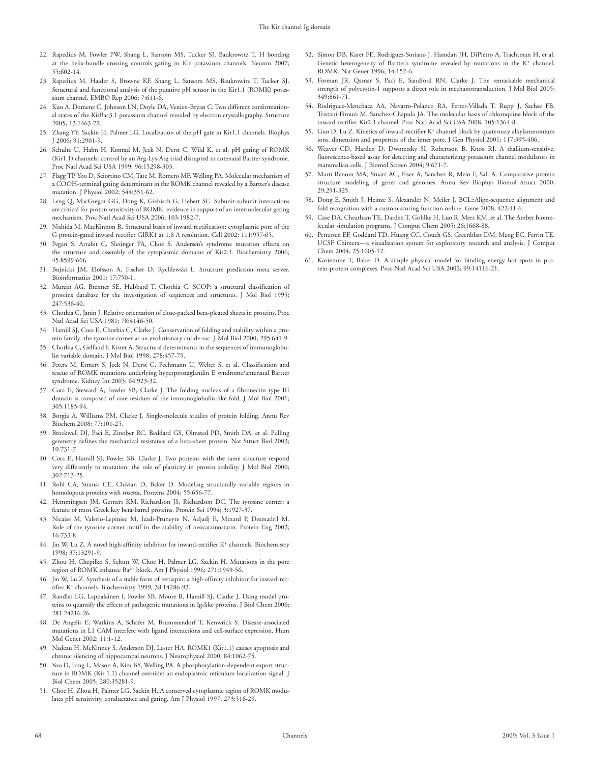22. Rapedius M, Fowler PW, Shang L, Sansom MS, Tucker SJ, Baukrowitz T. H bonding at the helix-bundle crossing controls gating in Kir potassium channels. Neuron 2007; 55:602-14.
23. Rapedius M, Haider S, Browne KF, Shang L, Sansom MS, Baukrowitz T, Tucker SJ. Structural and functional analysis of the putative pH sensor in the Kir1.1 (ROMK) potassium channel. EMBO Rep 2006; 7:611-6.
24. Kuo A, Domene C, Johnson LN, Doyle DA, Venien-Bryan C. Two different conformational states of the KirBac3.1 potassium channel revealed by electron crystallography. Structure 2005; 13:1463-72.
25. Zhang YY, Sackin H, Palmer LG. Localization of the pH gate in Kir1.1 channels. Biophys J 2006; 91:2901-9.
26. Schulte U, Hahn H, Konrad M, Jeck N, Derst C, Wild K, et al. pH gating of ROMK (Kir1.1) channels: control by an Arg-Lys-Arg triad disrupted in antenatal Bartter syndrome. Proc Natl Acad Sci USA 1999; 96:15298-303.
27. Flagg TP, Yoo D, Sciortino CM, Tate M, Romero MF, Welling PA. Molecular mechanism of a COOH-terminal gating determinant in the ROMK channel revealed by a Bartter's disease mutation. J Physiol 2002; 544:351-62.
28. Leng Q, MacGregor GG, Dong K, Giebisch G, Hebert SC. Subunit-subunit interactions are critical for proton sensitivity of ROMK: evidence in support of an intermolecular gating mechanism. Proc Natl Acad Sci USA 2006; 103:1982-7.
29. Nishida M, MacKinnon R. Structural basis of inward rectification: cytoplasmic pore of the G protein-gated inward rectifier GIRK1 at 1.8 A resolution. Cell 2002; 111:957-65.
30. Pegan S, Arrabit C, Slesinger PA, Choe S. Andersen's syndrome mutation effects on the structure and assembly of the cytoplasmic domains of Kir2.1. Biochemistry 2006; 45:8599-606.
31. Bujnicki JM, Elofsson A, Fischer D, Rychlewski L. Structure prediction meta server. Bioinformatics 2001; 17:750-1.
32. Murzin AG, Brenner SE, Hubbard T, Chothia C. SCOP: a structural classification of proteins database for the investigation of sequences and structures. J Mol Biol 1995; 247:536-40.
33. Chothia C, Janin J. Relative orientation of close-packed beta-pleated sheets in proteins. Proc Natl Acad Sci USA 1981; 78:4146-50.
34. Hamill SJ, Cota E, Chothia C, Clarke J. Conservation of folding and stability within a protein family: the tyrosine corner as an evolutionary cul-de-sac. J Mol Biol 2000; 295:641-9.
35. Chothia C, Gelfand I, Kister A. Structural determinants in the sequences of immunoglobulin variable domain. J Mol Biol 1998; 278:457-79.
36. Peters M, Ermert S, Jeck N, Derst C, Pechmann U, Weber S, et al. Classification and rescue of ROMK mutations underlying hyperprostaglandin E syndrome/antenatal Bartter syndrome. Kidney Int 2003; 64:923-32.
37. Cota E, Steward A, Fowler SB, Clarke J. The folding nucleus of a fibronectin type III domain is composed of core residues of the immunoglobulin-like fold. J Mol Biol 2001; 305:1185-94.
38. Borgia A, Williams PM, Clarke J. Single-molecule studies of protein folding. Annu Rev Biochem 2008; 77:101-25.
39. Brockwell DJ, Paci E, Zinober RC, Beddard GS, Olmsted PD, Smith DA, et al. Pulling geometry defines the mechanical resistance of a beta-sheet protein. Nat Struct Biol 2003; 10:731-7.
40. Cota E, Hamill SJ, Fowler SB, Clarke J. Two proteins with the same structure respond very differently to mutation: the role of plasticity in protein stability. J Mol Biol 2000; 302:713-25.
41. Rohl CA, Strauss CE, Chivian D, Baker D. Modeling structurally variable regions in homologous proteins with rosetta. Proteins 2004; 55:656-77.
42. Hemmingsen JM, Gernert KM, Richardson JS, Richardson DC. The tyrosine corner: a feature of most Greek key beta-barrel proteins. Protein Sci 1994; 3:1927-37.
43. Nicaise M, Valerio-Lepiniec M, Izadi-Pruneyre N, Adjadj E, Minard P, Desmadril M. Role of the tyrosine corner motif in the stability of neocarzinostatin. Protein Eng 2003; 16:733-8.
44. Jin W, Lu Z. A novel high-affinity inhibitor for inward-rectifier $K^+$ channels. Biochemistry 1998; 37:13291-9.
45. Zhou H, Chepilko S, Schutt W, Choe H, Palmer LG, Sackin H. Mutations in the pore region of ROMK enhance $Ba^{2+}$ block. Am J Physiol 1996; 271:1949-56.
46. Jin W, Lu Z. Synthesis of a stable form of tertiapin: a high-affinity inhibitor for inward-rectifier $K^+$ channels. Biochemistry 1999; 38:14286-93.
47. Randles LG, Lappalainen I, Fowler SB, Moore B, Hamill SJ, Clarke J. Using model proteins to quantify the effects of pathogenic mutations in Ig-like proteins. J Biol Chem 2006; 281:24216-26.
48. De Angelis E, Watkins A, Schafer M, Brummendorf T, Kenwrick S. Disease-associated mutations in L1 CAM interfere with ligand interactions and cell-surface expression. Hum Mol Genet 2002; 11:1-12.
49. Nadeau H, McKinney S, Anderson DJ, Lester HA. ROMK1 (Kir1.1) causes apoptosis and chronic silencing of hippocampal neurons. J Neurophysiol 2000; 84:1062-75.
50. Yoo D, Fang L, Mason A, Kim BY, Welling PA. A phosphorylation-dependent export structure in ROMK (Kir 1.1) channel overrides an endoplasmic reticulum localization signal. J Biol Chem 2005; 280:35281-9.
51. Choe H, Zhou H, Palmer LG, Sackin H. A conserved cytoplasmic region of ROMK modulates pH sensitivity, conductance and gating. Am J Physiol 1997; 273:516-29.
52. Simon DB, Karet FE, Rodriguez-Soriano J, Hamdan JH, DiPietro A, Trachtman H, et al. Genetic heterogeneity of Bartter's syndrome revealed by mutations in the $K^+$ channel, ROMK. Nat Genet 1996; 14:152-6.
53. Forman JR, Qamar S, Paci E, Sandford RN, Clarke J. The remarkable mechanical strength of polycystin-1 supports a direct role in mechanotransduction. J Mol Biol 2005; 349:861-71.
54. Rodriguez-Menchaca AA, Navarro-Polanco RA, Ferrer-Villada T, Rupp J, Sachse FB, Tristani-Firouzi M, Sanchez-Chapula JA. The molecular basis of chloroquine block of the inward rectifier Kir2.1 channel. Proc Natl Acad Sci USA 2008; 105:1364-8.
55. Guo D, Lu Z. Kinetics of inward-rectifier $K^+$ channel block by quaternary alkylammonium ions. dimension and properties of the inner pore. J Gen Physiol 2001; 117:395-406.
56. Weaver CD, Harden D, Dworetzky SI, Robertson B, Knox RJ. A thallium-sensitive, fluorescence-based assay for detecting and characterizing potassium channel modulators in mammalian cells. J Biomol Screen 2004; 9:671-7.
57. Marti-Renom MA, Stuart AC, Fiser A, Sanchez R, Melo F, Sali A. Comparative protein structure modeling of genes and genomes. Annu Rev Biophys Biomol Struct 2000; 29:291-325.
58. Dong E, Smith J, Heinze S, Alexander N, Meiler J. BCL::Align-sequence alignment and fold recognition with a custom scoring function online. Gene 2008; 422:41-6.
59. Case DA, Cheatham TE, Darden T, Gohlke H, Luo R, Merz KM, et al. The Amber biomolecular simulation programs. J Comput Chem 2005; 26:1668-88.
60. Pettersen EF, Goddard TD, Huang CC, Couch GS, Greenblatt DM, Meng EC, Ferrin TE. UCSF Chimera—a visualization system for exploratory research and analysis. J Comput Chem 2004; 25:1605-12.
61. Kortemme T, Baker D. A simple physical model for binding energy hot spots in protein-protein complexes. Proc Natl Acad Sci USA 2002; 99:14116-21.